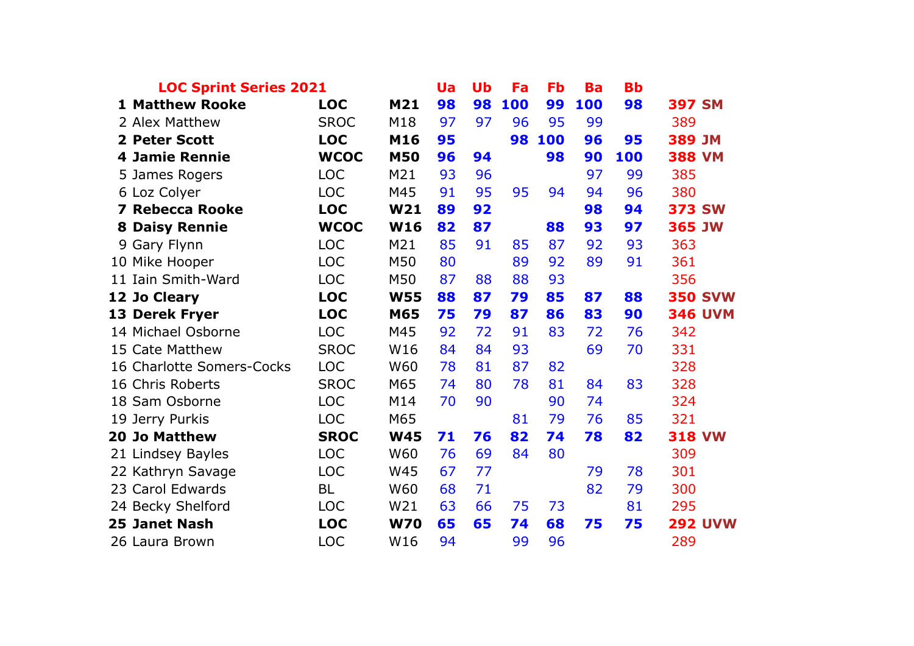| | LOC Sprint Series 2021 | | | Ua | Ub | Fa | Fb | Ba | Bb | | |
|---|---|---|---|---|---|---|---|---|---|---|---|
| **1** | **Matthew Rooke** | **LOC** | **M21** | **98** | **98** | **100** | **99** | **100** | **98** | **397** | **SM** |
| 2 | Alex Matthew | SROC | M18 | 97 | 97 | 96 | 95 | 99 | | 389 | |
| **2** | **Peter Scott** | **LOC** | **M16** | **95** | | **98** | **100** | **96** | **95** | **389** | **JM** |
| **4** | **Jamie Rennie** | **WCOC** | **M50** | **96** | **94** | | **98** | **90** | **100** | **388** | **VM** |
| 5 | James Rogers | LOC | M21 | 93 | 96 | | | 97 | 99 | 385 | |
| 6 | Loz Colyer | LOC | M45 | 91 | 95 | 95 | 94 | 94 | 96 | 380 | |
| **7** | **Rebecca Rooke** | **LOC** | **W21** | **89** | **92** | | | **98** | **94** | **373** | **SW** |
| **8** | **Daisy Rennie** | **WCOC** | **W16** | **82** | **87** | | **88** | **93** | **97** | **365** | **JW** |
| 9 | Gary Flynn | LOC | M21 | 85 | 91 | 85 | 87 | 92 | 93 | 363 | |
| 10 | Mike Hooper | LOC | M50 | 80 | | 89 | 92 | 89 | 91 | 361 | |
| 11 | Iain Smith-Ward | LOC | M50 | 87 | 88 | 88 | 93 | | | 356 | |
| **12** | **Jo Cleary** | **LOC** | **W55** | **88** | **87** | **79** | **85** | **87** | **88** | **350** | **SVW** |
| **13** | **Derek Fryer** | **LOC** | **M65** | **75** | **79** | **87** | **86** | **83** | **90** | **346** | **UVM** |
| 14 | Michael Osborne | LOC | M45 | 92 | 72 | 91 | 83 | 72 | 76 | 342 | |
| 15 | Cate Matthew | SROC | W16 | 84 | 84 | 93 | | 69 | 70 | 331 | |
| 16 | Charlotte Somers-Cocks | LOC | W60 | 78 | 81 | 87 | 82 | | | 328 | |
| 16 | Chris Roberts | SROC | M65 | 74 | 80 | 78 | 81 | 84 | 83 | 328 | |
| 18 | Sam Osborne | LOC | M14 | 70 | 90 | | 90 | 74 | | 324 | |
| 19 | Jerry Purkis | LOC | M65 | | | 81 | 79 | 76 | 85 | 321 | |
| **20** | **Jo Matthew** | **SROC** | **W45** | **71** | **76** | **82** | **74** | **78** | **82** | **318** | **VW** |
| 21 | Lindsey Bayles | LOC | W60 | 76 | 69 | 84 | 80 | | | 309 | |
| 22 | Kathryn Savage | LOC | W45 | 67 | 77 | | | 79 | 78 | 301 | |
| 23 | Carol Edwards | BL | W60 | 68 | 71 | | | 82 | 79 | 300 | |
| 24 | Becky Shelford | LOC | W21 | 63 | 66 | 75 | 73 | | 81 | 295 | |
| **25** | **Janet Nash** | **LOC** | **W70** | **65** | **65** | **74** | **68** | **75** | **75** | **292** | **UVW** |
| 26 | Laura Brown | LOC | W16 | 94 | | 99 | 96 | | | 289 | |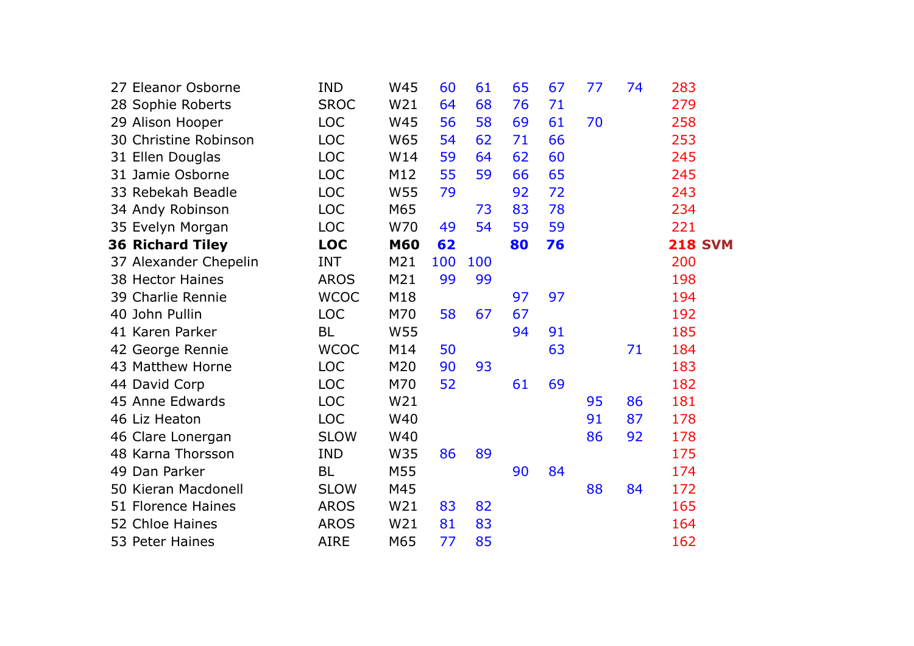| | | | | | | | | | | | |
|---|---|---|---|---|---|---|---|---|---|---|---|
| 27 | Eleanor Osborne | IND | W45 | 60 | 61 | 65 | 67 | 77 | 74 | 283 | |
| 28 | Sophie Roberts | SROC | W21 | 64 | 68 | 76 | 71 | | | 279 | |
| 29 | Alison Hooper | LOC | W45 | 56 | 58 | 69 | 61 | 70 | | 258 | |
| 30 | Christine Robinson | LOC | W65 | 54 | 62 | 71 | 66 | | | 253 | |
| 31 | Ellen Douglas | LOC | W14 | 59 | 64 | 62 | 60 | | | 245 | |
| 31 | Jamie Osborne | LOC | M12 | 55 | 59 | 66 | 65 | | | 245 | |
| 33 | Rebekah Beadle | LOC | W55 | 79 | | 92 | 72 | | | 243 | |
| 34 | Andy Robinson | LOC | M65 | | 73 | 83 | 78 | | | 234 | |
| 35 | Evelyn Morgan | LOC | W70 | 49 | 54 | 59 | 59 | | | 221 | |
| **36** | **Richard Tiley** | **LOC** | **M60** | **62** | | **80** | **76** | | | **218** | **SVM** |
| 37 | Alexander Chepelin | INT | M21 | 100 | 100 | | | | | 200 | |
| 38 | Hector Haines | AROS | M21 | 99 | 99 | | | | | 198 | |
| 39 | Charlie Rennie | WCOC | M18 | | | 97 | 97 | | | 194 | |
| 40 | John Pullin | LOC | M70 | 58 | 67 | 67 | | | | 192 | |
| 41 | Karen Parker | BL | W55 | | | 94 | 91 | | | 185 | |
| 42 | George Rennie | WCOC | M14 | 50 | | | 63 | | 71 | 184 | |
| 43 | Matthew Horne | LOC | M20 | 90 | 93 | | | | | 183 | |
| 44 | David Corp | LOC | M70 | 52 | | 61 | 69 | | | 182 | |
| 45 | Anne Edwards | LOC | W21 | | | | | 95 | 86 | 181 | |
| 46 | Liz Heaton | LOC | W40 | | | | | 91 | 87 | 178 | |
| 46 | Clare Lonergan | SLOW | W40 | | | | | 86 | 92 | 178 | |
| 48 | Karna Thorsson | IND | W35 | 86 | 89 | | | | | 175 | |
| 49 | Dan Parker | BL | M55 | | | 90 | 84 | | | 174 | |
| 50 | Kieran Macdonell | SLOW | M45 | | | | | 88 | 84 | 172 | |
| 51 | Florence Haines | AROS | W21 | 83 | 82 | | | | | 165 | |
| 52 | Chloe Haines | AROS | W21 | 81 | 83 | | | | | 164 | |
| 53 | Peter Haines | AIRE | M65 | 77 | 85 | | | | | 162 | |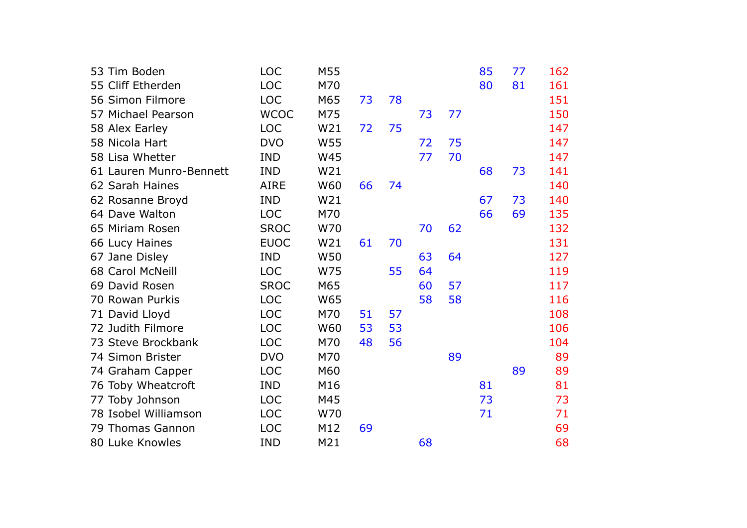| | | | | | | | | | | |
|---|---|---|---|---|---|---|---|---|---|---|
| 53 | Tim Boden | LOC | M55 | | | | | 85 | 77 | 162 |
| 55 | Cliff Etherden | LOC | M70 | | | | | 80 | 81 | 161 |
| 56 | Simon Filmore | LOC | M65 | 73 | 78 | | | | | 151 |
| 57 | Michael Pearson | WCOC | M75 | | | 73 | 77 | | | 150 |
| 58 | Alex Earley | LOC | W21 | 72 | 75 | | | | | 147 |
| 58 | Nicola Hart | DVO | W55 | | | 72 | 75 | | | 147 |
| 58 | Lisa Whetter | IND | W45 | | | 77 | 70 | | | 147 |
| 61 | Lauren Munro-Bennett | IND | W21 | | | | | 68 | 73 | 141 |
| 62 | Sarah Haines | AIRE | W60 | 66 | 74 | | | | | 140 |
| 62 | Rosanne Broyd | IND | W21 | | | | | 67 | 73 | 140 |
| 64 | Dave Walton | LOC | M70 | | | | | 66 | 69 | 135 |
| 65 | Miriam Rosen | SROC | W70 | | | 70 | 62 | | | 132 |
| 66 | Lucy Haines | EUOC | W21 | 61 | 70 | | | | | 131 |
| 67 | Jane Disley | IND | W50 | | | 63 | 64 | | | 127 |
| 68 | Carol McNeill | LOC | W75 | | 55 | 64 | | | | 119 |
| 69 | David Rosen | SROC | M65 | | | 60 | 57 | | | 117 |
| 70 | Rowan Purkis | LOC | W65 | | | 58 | 58 | | | 116 |
| 71 | David Lloyd | LOC | M70 | 51 | 57 | | | | | 108 |
| 72 | Judith Filmore | LOC | W60 | 53 | 53 | | | | | 106 |
| 73 | Steve Brockbank | LOC | M70 | 48 | 56 | | | | | 104 |
| 74 | Simon Brister | DVO | M70 | | | | 89 | | | 89 |
| 74 | Graham Capper | LOC | M60 | | | | | | 89 | 89 |
| 76 | Toby Wheatcroft | IND | M16 | | | | | 81 | | 81 |
| 77 | Toby Johnson | LOC | M45 | | | | | 73 | | 73 |
| 78 | Isobel Williamson | LOC | W70 | | | | | 71 | | 71 |
| 79 | Thomas Gannon | LOC | M12 | 69 | | | | | | 69 |
| 80 | Luke Knowles | IND | M21 | | | 68 | | | | 68 |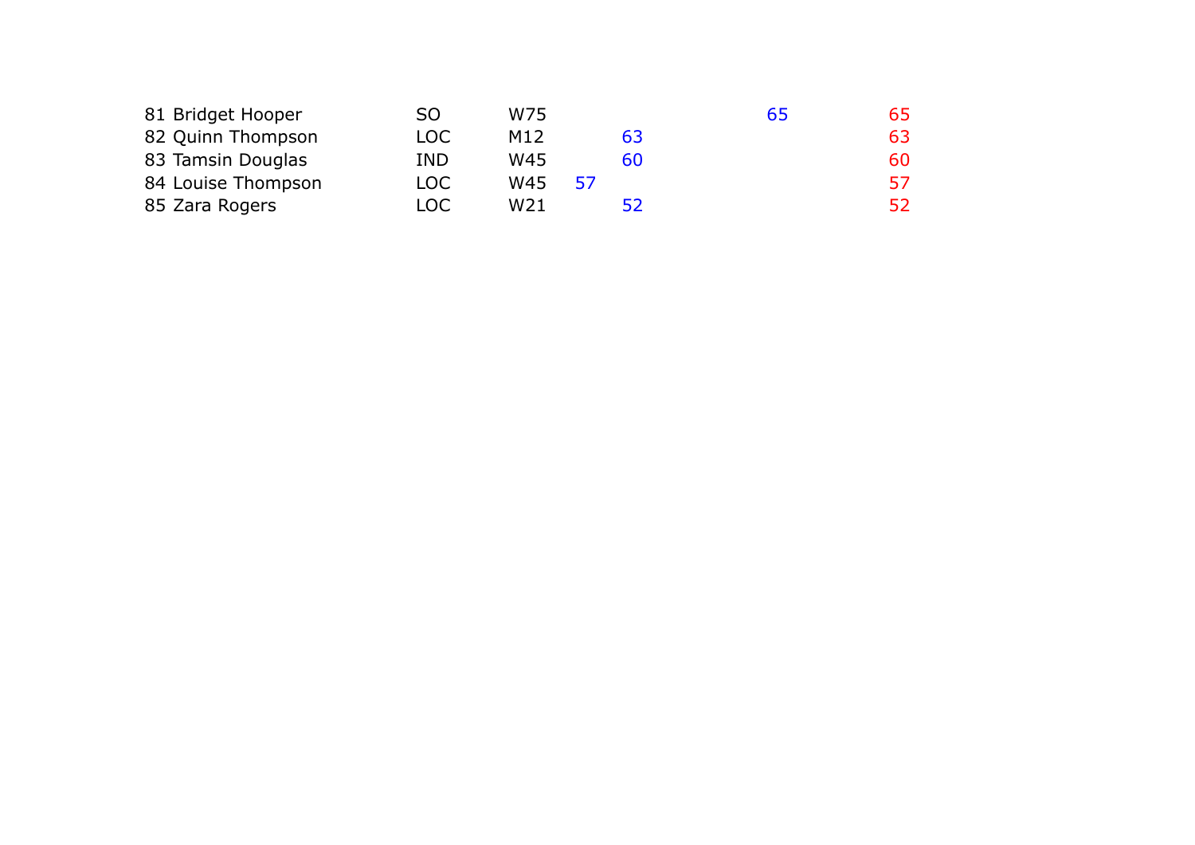| | | | | | | | | |
|---|---|---|---|---|---|---|---|---|
| 81 | Bridget Hooper | SO | W75 | | | 65 | 65 |
| 82 | Quinn Thompson | LOC | M12 | | 63 | | 63 |
| 83 | Tamsin Douglas | IND | W45 | | 60 | | 60 |
| 84 | Louise Thompson | LOC | W45 | 57 | | | 57 |
| 85 | Zara Rogers | LOC | W21 | | 52 | | 52 |